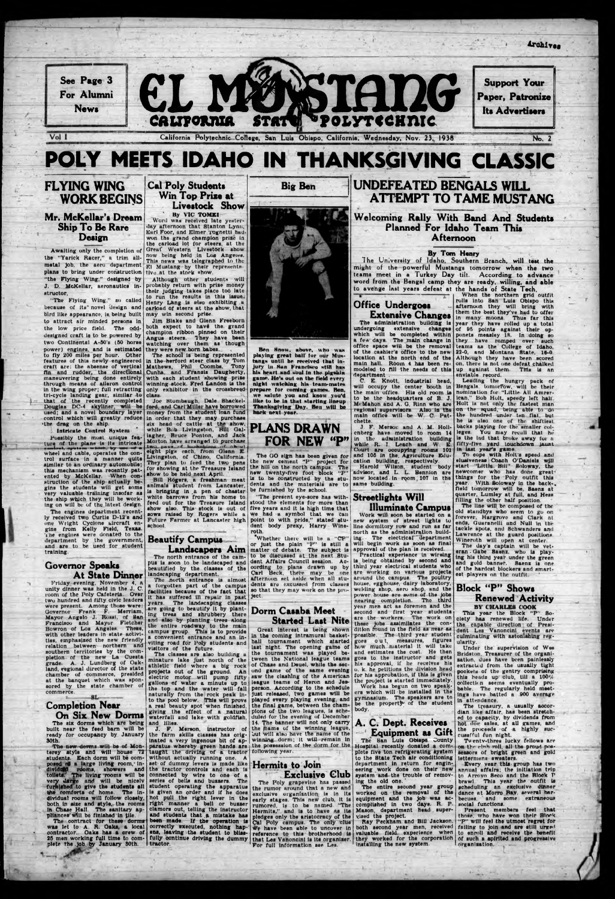See Page 3 For Alumni News

# EL MUSTANG

CALIFORNIA STATE POLYTECHNIC

Support Your Paper, Patronize Its Advertisers

Vol I — California Polytechnic College, San Luis Obispo, California, Wednesday, Nov. 23, 1938 — No. 2

# POLY MEETS IDAHO IN THANKSGIVING CLASSIC

## FLYING WING WORK BEGINS

### Mr. McKellar's Dream Ship To Be Rare Design

Awaiting only the completion of the "Yarick Racer," a trim all-metal job, the aero department plans to bring under construction "the Flying Wing," designed by J. D. McKellar, aeronautics instructor.

"The Flying Wing," so called because of its novel design and bird like appearance, is being built to attract air minded persons in the low price field. The odd-designed craft is to be powered by two Continental A-50's (50 horse power) engines, and is estimated to fly 200 miles per hour. Other features of this newly-engineered craft are: the absence of vertical fin and rudder, the directional maneuvering being done entirely through means of aileron control in the wing proper; full retracting tri-cycle landing gear, similar to that of the recently completed Douglas DC-4 skyliner, will be used; and a novel boundary layer control which will greatly reduce the drag on the ship.

**Intricate Control System**

Possibly the most unique feature of the plane is its intricate control system which, by use of a wheel and cable, operates the control surface in a manner quite similar to an ordinary automobile; this mechanism was recently patented by McKellar. When construction of the ship actually begins the students will get some very valuable training insofar as the ship which they will be working on will be of the latest design.

The engines department recently received two Curtis D-12's and one Wright Cyclone aircraft engine from Kelly Field, Texas. The engines were donated to the department by the government, and are to be used for student training.

## Governor Speaks At State Dinner

Friday evening, November 4, a unity dinner was held in the J. C. room of the Poly Cafeteria. Over two hundred and fifty civic leaders were present. Among those were: Governor Frank F. Merriam, Mayor Angelo J. Rossi, of San Francisco and Mayor Fletcher Bowron of Los Angeles. These, with other leaders in state activities, emphasized the new friendly relation between northern and southern territories by the completion of the new La Cuesta grade. A. J. Lundberg of Oakland, regional director of the state chamber of commerce, presided at the banquet which was sponsored by the state chamber of commerce.

## Completion Near On Six New Dorms

The six dorms which are being built near the feed barn will be ready for occupancy by January 30th.

The new dorms will be of Monterey style and will house 72 students. Each dorm will be composed of a large living room, individual rooms, showers and toilets. The living rooms will be very large and will be nicely furnished to give the students all the comforts of home. The individual rooms will follow closely, both in size and style, the rooms in Chase Hall. The sanitary appliances will be finished in tile.

The contract for these dorms was let to A. R. Oaks, a local contractor. Oaks has a crew of 26 men working full time to complete the job by January 30th.

## Cal Poly Students Win Top Prize at Livestock Show

By VIC TOMEI

Word was received late yesterday afternoon that Stanton Lynn, Earl Foor, and Elmer Vognetti had won the grand champion prize in the carload lot for steers, at the Great Western Livestock show now being held in Los Angeles. This news was telegraphed to the El Mustang by their representative at the stock show.

Although other students will probably return with prize money their judging takes place too late to run the results in this issue. Henry Lang is also exhibiting a carload of steers at the show, that may win second prize.

Jim Blake and Glenn Freeborn both expect to have the grand champion ribbon pinned on their Angus steers. They have been watching over them as though they were new born babes.

The school is being represented in the hereford steer class by Tom Mathews, Phil Coombs, Tony Cunha, and Francis Daugherty, with each student showing prize winning stock. Fred Landon is the only exhibitor in the crossbreed class.

Joe Stombaugh, Dale Shackelford, and Carl Miller have borrowed money from the student loan fund in order that they may purchase six head of cattle at the show, while Bob Livingston, Bill Gallagher, Bruce Ponton, and Jack Morton have arranged to purchase two pens of Poland-China of about eight pigs each, from Glenn E. Livingston, of Chino, California. They plan to feed the two pens for showing at the Treasure Island show to be held next April.

Bill Rogers, a freshman meat animals student from Lancaster, is bringing in a pen of chester white barrows from his home to feed out for the Treasure Island show also. This stock is out of sows raised by Rogers while a Future Farmer at Lancaster high school.

## Beautify Campus Landscapers Aim

The north entrance of the campus is soon to be landscaped and beautified by the classes of the landscaping department.

The north entrance is almost a forgotten part of the campus facilities because of the fact that it has suffered ill repair in past years. The landscaping classes are going to beautify it by planting trees and shrubbery there and also by planting trees along the entire roadway to the main campus group. This is to provide a convenient entrance and an inviting road for Poly students and visitors of the future.

The classes are also building a miniature lake just north of the athletic field where a big rock projects out of the ground. An electric motor will pump fifty gallons of water a minute up to the top and the water will fall naturally from the rock peak into the pool below. This will prove a real beauty spot when finished, giving the effect of a natural waterfall and lake with goldfish, and lilies.

J. F. Merson, instructor of the farm skills classes has originated a very ingenious bit of apparatus whereby green hands are taught the driving of a tractor without actually running one. A set of dummy levers is made like the tractor controls and each is connected by wire to one of a series of bells and buzzers. The student operating the apparatus is given an order and if he does not pull the right lever in the right manner a bell or buzzer clamors out, telling the instructor and students that a mistake has been made. If the operation is correctly executed, nothing happens, leaving the student to blissfully continue driving the dummy tractor.

## Big Ben

Ben Snow, above, who was playing great ball for our Mustangs until he received that injury in San Francisco still has his heart and soul in the pigskin game. He's out on the field every night watching his team-mates prepare for coming games. Ben, we salute you and know you'd like to be in that starting lineup Thanksgiving Day. Ben will be back next year.

## PLANS DRAWN FOR NEW "P"

The GO sign has been given for the new cement "P" project for the hill on the north campus. The new twenty-five foot block "P" is to be constructed by the students and the materials are to be furnished by the school.

"The present eye-sore has withstood the elements for more than five years and it is high time that we had a symbol that we can point to with pride," stated student body prexy, Harry Wineroth.

Whether there will be a "CP" or just the plain "P" is still a matter of debate. The subject is to be discussed at the next Student Affairs Council session. According to plans drawn up by Carl Beck, there may be one afternoon set aside when all students are excused from classes so that they may work on the project.

## Dorm Casaba Meet Started Last Nite

Great interest is being shown in the coming intramural basketball tournament which started last night. The opening game of the tournament was played between the National league teams of Chase and Deuel, while the second game of the same evening saw the clashing of the American league teams of Heron and Jespersen. According to the schedule just released, two games will be played every playing evening, and the final game, between the champions of the two leagues, is scheduled for the evening of December 14. The banner will not only carry the name of the winning league, but will also have the name of the winning dorm; it will remain in the possession of the dorm for the following year.

## Hermits to Join Exclusive Club

The Poly grapevine has passed the rumor around that a new and exclusive organization is in its early stages. This new club, it is rumored, is to be named "The Hermits," and is to have as its pledges only the aristocracy of the Cal Poly campus. The only clue we have been able to uncover in reference to this brotherhood is that Les Vanoncini is its organizer. For full information see Les.

## UNDEFEATED BENGALS WILL ATTEMPT TO TAME MUSTANG

### Welcoming Rally With Band And Students Planned For Idaho Team This Afternoon

By Tom Henry

The University of Idaho, Southern Branch, will test the might of the powerful Mustangs tomorrow when the two teams meet in a Turkey Day tilt. According to advance word from the Bengal camp they are ready, willing, and able to avenge last years defeat at the hands of State Tech.

When the northern grid outfit rolls into San Luis Obispo this afternoon they will bring with them the best they've had to offer in many moons. Thus far this year they have rolled up a total of 95 points against their opponents measley 18. In doing so they have romped over such teams as the College of Idaho, 22-0, and Montana State, 18-0. Although they have been scored on, there is not one defeat chalked up against them. This is an enviable record.

Leading the hungry pack of Bengals tomorrow, will be their nomination for "Little All American," Bob Holt, speedy left half. Holt is not only the fastest man on the squad, being able to do the hundred under ten flat, but he is also one of the shiftiest backs playing for the smaller colleges. You may recall that he is the lad that broke away for a fifty-five yard touchdown jaunt in last year's game.

To cope with Holt's speed and elusiveness Coach O'Daniels will start "Little Bill" Soloway, the newcomer who has done great things for the Poly outfit this year. With Soloway in the backfield tomorrow will be, Saens at quarter, Lumley at full, and Hess filling the other half position.

The line will be composed of the old standbys who seem to go on forever, Hargrove and Clark at ends, Guarnelli and Null in the tackle spots, and Schwanders and Lawrence at the guard positions. Wineroth will open at center.

The day's captain will be veteran Gabe Saenz, who is playing his third year under the green and gold banner. Saenz is one of the hardest blockers and smartest players on the outfit.

## Office Undergoes Extensive Changes

The administration building is undergoing extensive changes which will be completed within a few days. The main change in office space will be the removal of the cashier's office to the new location at the north end of the main hall. Room 4 has been remodeled to fill the needs of this department.

C. E. Knott, industrial head, will occupy the center booth in the main office. His old room is to be the headquarters of B. J. McMahon and A. G. Rinn who are regional supervisors. Also in the main office will be W. C. Patchette.

J. F. Merson and A. M. Hollenberg have moved to room 14 in the administration building while R. I. Leach and W. E. Court are occupying rooms 101 and 105 in the Agriculture Education building, respectively.

Harold Wilson, student body advisor, and L. L. Bennion are now located in room 107 in the same building.

## Streetlights Will Illuminate Campus

Work will soon be started on a new system of street lights to line dormitory row and run as far north as the administration building. The electrical department will begin work as soon as final approval of the plan is received.

Practical experience in wireing is being obtained by second and third year electrical students who are working on various projects around the campus. The poultry house, egghouse, dairy laboratory, welding shop, aero shop, and the power house are some of the jobs nearing completion. The third year men act as foremen and the second and first year students are the workers. The work on these jobs assimilates the condition found in the field as near as possible. The third year student goes out, measures, figures how much material it will take and estimates the cost. He then goes to the instructor and gets his approval, if he receives his o. k. he petitions the division head for his approbation, if this is given the project is started immediately.

Work has begun on two speakers which will be installed in the gymnasium. The speakers are to be the property of the student body.

## A. C. Dept. Receives Equipment as Gift

The San Luis Obispo County Hospital recently donated a complete five ton refrigerating system to the State Tech air conditioning department in return for engineering work done on their new system and the trouble of removing the old one.

The entire second year group worked on the removal of the equipment and the job was accomplished in two days. R. P. Mason, department head supervised the project.

Ray Peckham and Bill Jackson, both second year men, received valuable field experience when they worked for the corporation installing the new system.

## Block "P" Shows Renewed Activity

BY CHARLES COOK

This year the Block "P" Society has renewed life. Under the capable direction of President Les Vanoncini events are culminating with astonishing regularity.

Under the supervision of Wes Bridston, Treasurer of the organization, dues have been painlessly extracted from the usually tight pockets of the gentry comprising this heads up club, with a 100% collection seems eventually probable. The regularly held meetings have batted a 900 average in attendance.

The treasury, a usually accordian like affair, has been stretched to capacity, by dividends from hot dog sales, at all games, and the proceeds of a highly successful fun night.

Twenty-three lucky fellows are on the club roll, all the proud possessors of bright green and gold lettermens sweaters.

Every year this group has two annual affairs; the initiation trip to Arroyo Seco and the Block P brawl. This year the outfit is scheduling an exclusive dinner dance at Morro Bay, several barbecues, and some extraneous social functions.

Present members feel that those, who have won their Block "P" will feel the utmost regret for failing to join and are still urged to enroll and receive the benefit of such a spirited and progressive organization.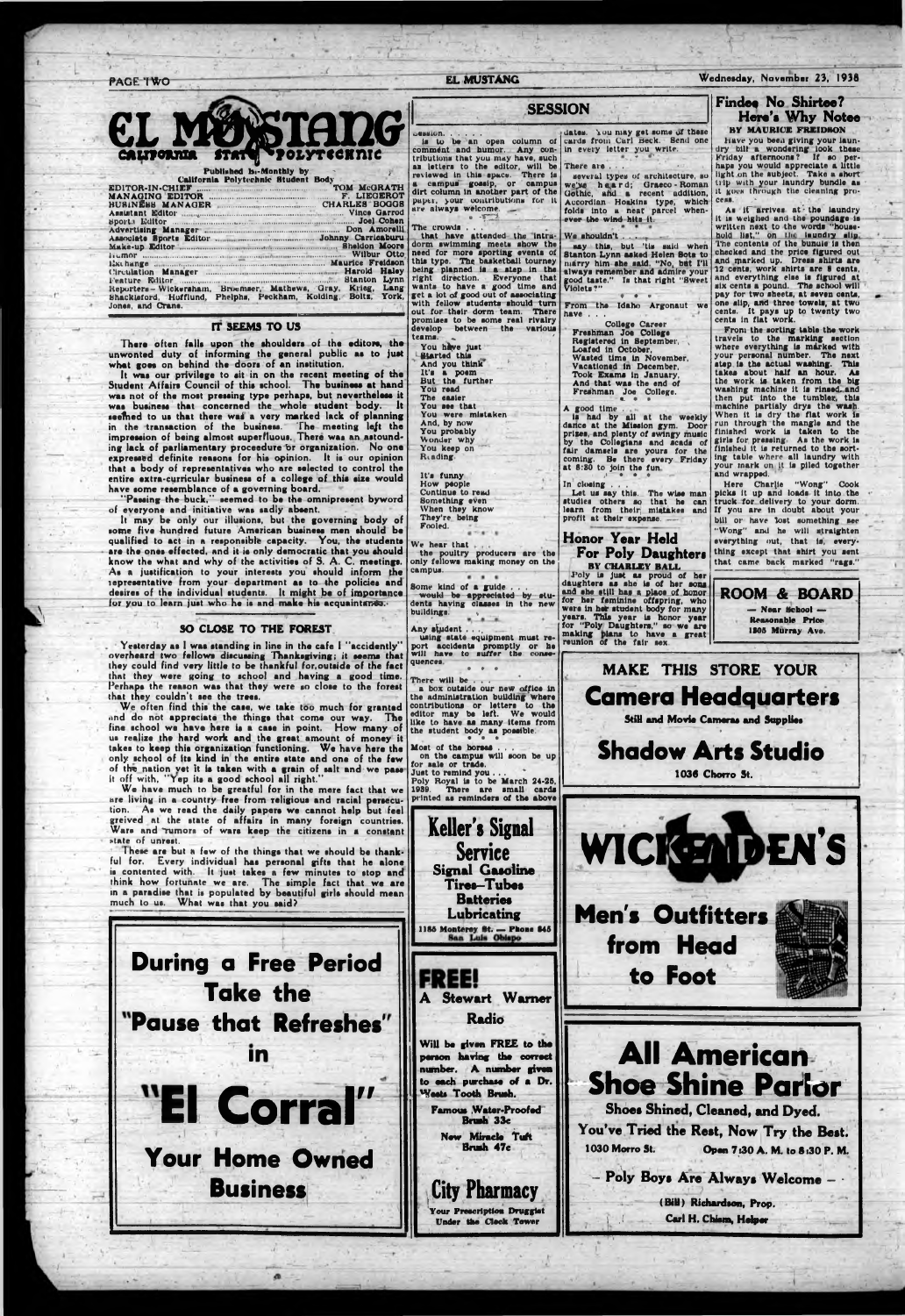# EL MUSTANG

CALIFORNIA STATE POLYTECHNIC

Published Bi-Monthly by California Polytechnic Student Body

EDITOR-IN-CHIEF ..... TOM McGRATH
MANAGING EDITOR ..... F. LIEGEROT
BUSINESS MANAGER ..... CHARLES BOGGS
Assistant Editor ..... Vince Garrod
Sports Editor ..... Joel Cohen
Advertising Manager ..... Don Amorelli
Associate Sports Editor ..... Johnny Carricaburu
Make-up Editor ..... Sheldon Moore
Humor ..... Wilbur Otto
Exchange ..... Maurice Freidson
Circulation Manager ..... Harold Haley
Feature Editor ..... Stanton Lynn
Reporters—Wickersham, Broemser, Mathews, Gray, Krieg, Lang, Shackleford, Hoffland, Phelphs, Peckham, Kolding, Boltz, York, Jones, and Crane.

## IT SEEMS TO US

There often falls upon the shoulders of the editors, the unwonted duty of informing the general public as to just what goes on behind the doors of an institution.

It was our privilege to sit in on the recent meeting of the Student Affairs Council of this school. The business at hand was not of the most pressing type perhaps, but nevertheless it was business that concerned the whole student body. It seemed to us that there was a very marked lack of planning in the transaction of the business. The meeting left the impression of being almost superfluous. There was an astounding lack of parliamentary proceedure or organization. No one expressed definite reasons for his opinion. It is our opinion that a body of representatives who are selected to control the entire extra-curricular business of a college of this size would have some resemblance of a governing board.

"Passing the buck," seemed to be the omnipresent byword of everyone and initiative was sadly absent.

It may be only our illusions, but the governing body of some five hundred future American business men should be qualified to act in a responsible capacity. You, the students are the ones effected, and it is only democratic that you should know the what and why of the activities of S. A. C. meetings. As a justification to your interests you should inform the representative from your department as to the policies and desires of the individual students. It might be of importance for you to learn just who he is and make his acquaintance.

## SO CLOSE TO THE FOREST

Yesterday as I was standing in line in the cafe I "accidently" overheard two fellows discussing Thanksgiving; it seems that they could find very little to be thankful for, outside of the fact that they were going to school and having a good time. Perhaps the reason was that they were so close to the forest that they couldn't see the trees.

We often find this the case, we take too much for granted and do not appreciate the things that come our way. The fine school we have here is a case in point. How many of us realize the hard work and the great amount of money it takes to keep this organization functioning. We have here the only school of its kind in the entire state and one of the few of the nation yet it is taken with a grain of salt and we pass it off with, "Yep its a good school all right."

We have much to be greatful for in the mere fact that we are living in a country free from religious and racial persecution. As we read the daily papers we cannot help but feel grieved at the state of affairs in many foreign countries. Wars and rumors of wars keep the citizens in a constant state of unrest.

These are but a few of the things that we should be thankful for. Every individual has personal gifts that he alone is contented with. It just takes a few minutes to stop and think how fortunate we are. The simple fact that we are in a paradise that is populated by beautiful girls should mean much to us. What was that you said?

**During a Free Period Take the "Pause that Refreshes" in "El Corral" Your Home Owned Business**

## SESSION

Session . . . . . .

is to be an open column of comment and humor. Any contributions that you may have, such as letters to the editor, will be reviewed in this space. There is a campus gossip, or campus dirt column in another part of the paper, your contributions for it are always welcome.

The crowds . . .

that have attended the intra-dorm swimming meets show the need for more sporting events of this type. The basketball tourney being planned is a step in the right direction. Everyone that wants to have a good time and get a lot of good out of associating with fellow students should turn out for their dorm team. There promises to be some real rivalry develop between the various teams.

You have just
Started this
And you think
It's a poem
But the further
You read
The easier
You see that
You were mistaken
And, by now
You probably
Wonder why
You keep on
Reading.

It's funny
How people
Continue to read
Something even
When they know
They're being
Fooled.

We hear that . . .

the poultry producers are the only fellows making money on the campus.

Some kind of a guide . . .

would be appreciated by students having classes in the new buildings.

Any student . . .

using state equipment must report accidents promptly or he will have to suffer the consequences.

There will be . . .

a box outside our new office in the administration building where contributions or letters to the editor may be left. We would like to have as many items from the student body as possible.

Most of the boxes . . .

on the campus will soon be up for sale or trade.

Just to remind you . . .

Poly Royal is to be March 24-25, 1939. There are small cards printed as reminders of the above dates. You may get some of these cards from Carl Beck. Send one in every letter you write.

There are . . .

several types of architecture, so we've heard; Graeco-Roman Gothic, and a recent addition, Accordian Hoskins type, which folds into a neat parcel whenever the wind hits it.

We shouldn't . . .

say this, but 'tis said when Stanton Lynn asked Helen Bots to marry him she said, "No, but I'll always remember and admire your good taste." Is that right "Sweet Violets?"

From the Idaho Argonaut we have . . .

College Career
Freshman Joe College
Registered in September,
Loafed in October,
Wasted time in November,
Vacationed in December,
Took Exams in January,
And that was the end of
Freshman Joe College.

A good time . . .

is had by all at the weekly dance at the Mission gym. Door prizes, and plenty of swingy music by the Collegians and scads of fair damsels are yours for the coming. Be there every Friday at 8:30 to join the fun.

In closing . . .

Let us say this. The wise man studies others so that he can learn from their mistakes and profit at their expense.

## Honor Year Held For Poly Daughters

BY CHARLEY BALL

Poly is just as proud of her daughters as she is of her sons and she still has a place of honor for her feminine offspring, who were in her student body for many years. This year is honor year for "Poly Daughters," so we are making plans to have a great reunion of the fair sex.

**Keller's Signal Service** Signal Gasoline Tires—Tubes Batteries Lubricating 1185 Monterey St. — Phone 845 San Luis Obispo

**FREE!** A Stewart Warner Radio

Will be given FREE to the person having the correct number. A number given to each purchase of a Dr. Wests Tooth Brush.

Famous Water-Proofed Brush 33c
New Miracle Tuft Brush 47c

**City Pharmacy** Your Prescription Druggist Under the Clock Tower

## Findee No Shirtee? Here's Why Notee

BY MAURICE FREIDSON

Have you been giving your laundry bill a wondering look these Friday afternoons? If so perhaps you would appreciate a little light on the subject. Take a short trip with your laundry bundle as it goes through the cleaning process.

As it arrives at the laundry it is weighed and the poundage is written next to the words "household list," on the laundry slip. The contents of the bundle is then checked and the price figured out and marked up. Dress shirts are 12 cents, work shirts are 8 cents, and everything else is figured at six cents a pound. The school will pay for two sheets, at seven cents, one slip, and three towels, at two cents. It pays up to twenty two cents in flat work.

From the sorting table the work travels to the marking section where everything is marked with your personal number. The next step is the actual washing. This takes about half an hour. As the work is taken from the big washing machine it is rinsed and then put into the tumbler, this machine partially drys the wash. When it is dry the flat work is run through the mangle and the finished work is taken to the girls for pressing. As the work is finished it is returned to the sorting table where all laundry with your mark on it is piled together and wrapped.

Here Charlie "Wong" Cook picks it up and loads it into the truck for delivery to your dorm. If you are in doubt about your bill or have lost something see "Wong" and he will straighten everything out, that is, everything except that shirt you sent that came back marked "rags."

**ROOM & BOARD** — Near School — Reasonable Price 1505 Murray Ave.

**MAKE THIS STORE YOUR Camera Headquarters** Still and Movie Cameras and Supplies

**Shadow Arts Studio** 1036 Chorro St.

**WICKENDEN'S Men's Outfitters from Head to Foot**

**All American Shoe Shine Parlor**

Shoes Shined, Cleaned, and Dyed.
You've Tried the Rest, Now Try the Best.
1030 Morro St. Open 7:30 A. M. to 8:30 P. M.

— Poly Boys Are Always Welcome —

(Bill) Richardson, Prop.
Carl H. Chism, Helper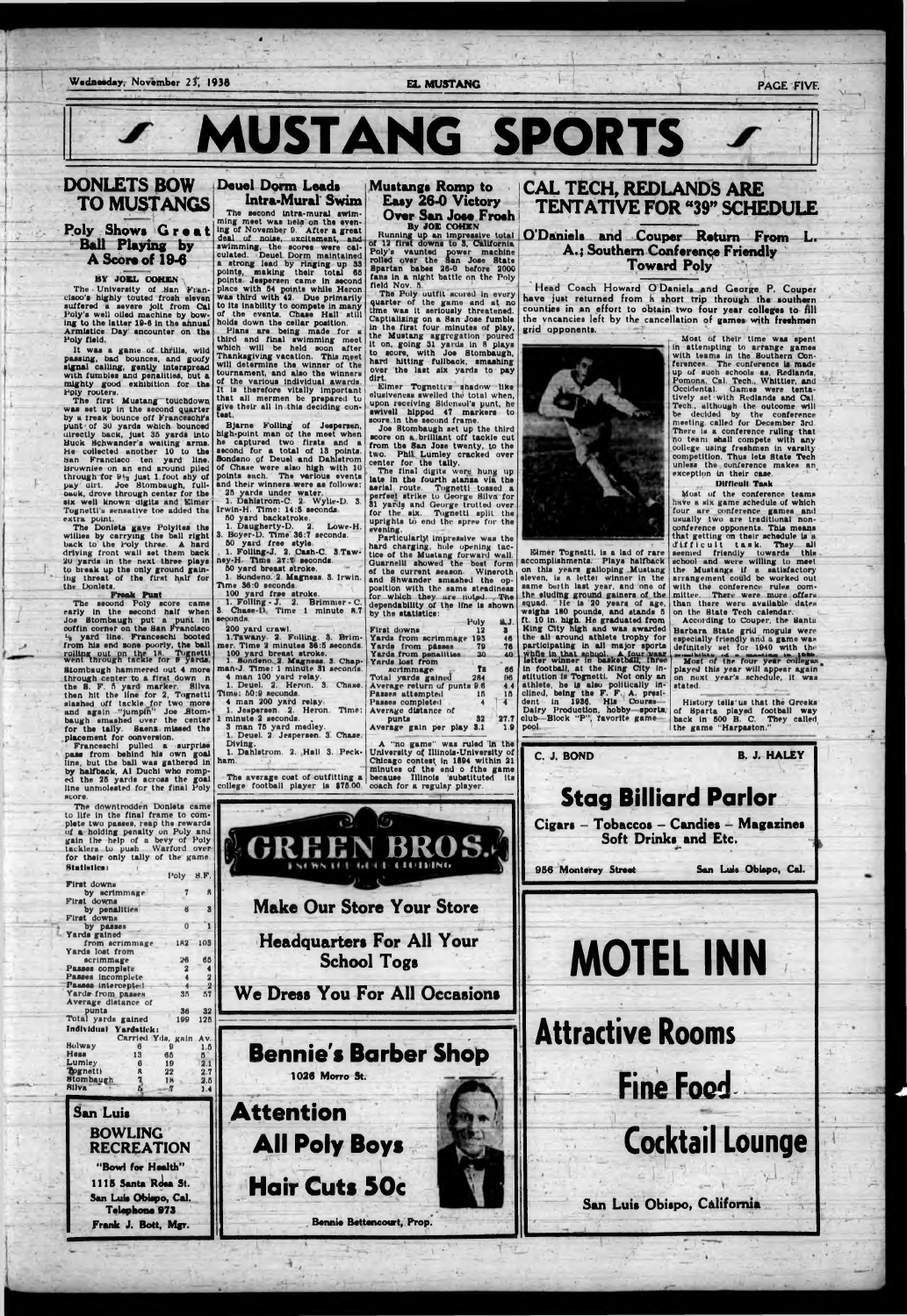# MUSTANG SPORTS

## DONLETS BOW TO MUSTANGS

### Poly Shows Great Ball Playing by A Score of 19-6

BY JOEL COHEN

The University of San Francisco's highly touted frosh eleven suffered a severe jolt from Cal Poly's well oiled machine by bowing to the latter 19-6 in the annual Armistice Day encounter on the Poly field.

It was a game of thrills, wild passing, bad bounces, and goofy signal calling, gently interspread with fumbles and penalties, but a mighty good exhibition for the Poly rooters.

The first Mustang touchdown was set up in the second quarter by a freak bounce of Franceschi's punt of 30 yards which bounced directly back, just 35 yards into Buck Schwander's waiting arms. He collected another 10 to the San Francisco ten yard line. Brownlee on an end around piled through for 8½, just 1 foot shy of pay dirt. Joe Stombaugh, fullback, drove through center for the six well known digits and Elmer Tognetti's sensative toe added the extra point.

The Donlets gave Polyites the willies by carrying the ball right back to the Poly three. A hard driving front wall set them back 20 yards in the next three plays to break up the only ground gaining threat of the first half for the Donlets.

### Freak Punt

The second Poly score came early in the second half when Joe Stombaugh put a punt in the coffin corner on the San Francisco ½ yard line. Franceschi booted from his end zone poorly, the ball rolling out on the 18. Tognetti went through tackle for 8 yards. Stombaugh hammered out 4 more through center to a first down on the S. F. 5 yard marker. Silva then hit the line for 2, Tognetti slashed off tackle for two more and again "jumpin'" Joe Stombaugh smashed over the center for the tally. Saens missed the placement for conversion.

Franceschi pulled a surprise pass from behind his own goal line, but the ball was gathered in by halfback, Al Duchi who romped the 25 yards across the goal line unmolested for the final Poly score.

The downtrodden Donlets came to life in the final frame to complete two passes, reap the rewards of a holding penalty on Poly and gain the help of a bevy of Poly tacklers to push Warford over for their only tally of the game.

**Statistics:**

| | Poly | S.F. |
|---|---|---|
| First downs by scrimmage | 7 | 8 |
| First downs by penalties | 6 | 3 |
| First downs by passes | 0 | 1 |
| Yards gained from scrimmage | 182 | 108 |
| Yards lost from scrimmage | 26 | 65 |
| Passes complete | 2 | 4 |
| Passes incomplete | 4 | 2 |
| Passes intercepted | 4 | 2 |
| Yards from passes | 35 | 57 |
| Average distance of punts | 38 | 32 |
| Total yards gained | 199 | 125 |

**Individual Yardstick:**

| | Carried | Yds. gain | Av. |
|---|---|---|---|
| Holway | 6 | 9 | 1.5 |
| Hess | 13 | 65 | 5 |
| Lumley | 6 | 19 | 2.1 |
| Tognetti | 8 | 22 | 2.7 |
| Stombaugh | 7 | 18 | 2.5 |
| Silva | 5 | 7 | 1.4 |

## Deuel Dorm Leads Intra-Mural Swim

The second intra-mural swimming meet was held on the evening of November 9. After a great deal of noise, excitement, and swimming, the scores were calculated. Deuel Dorm maintained a strong lead by ringing up 33 points, making their total 65 points. Jespersen came in second place with 54 points while Heron was third with 42. Due primarily to its inability to compete in many of the events, Chase Hall still holds down the cellar position.

Plans are being made for a third and final swimming meet which will be held soon after Thanksgiving vacation. This meet will determine the winner of the tournament, and also the winners of the various individual awards. It is therefore vitally important that all mermen be prepared to give their all in this deciding contest.

Bjarne Folling of Jespersen, high-point man of the meet when he captured two firsts and a second for a total of 13 points. Bondeno of Deuel and Dahlstrom of Chase were also high with 10 points each. The various events and their winners were as follows:

25 yards under water.
1. Dahlstrom-C. 2. Wylie-D. 3. Irwin-H. Time: 14:5 seconds.

50 yard backstroke.
1. Daugherty-D. 2. Lowe-H. 3. Boyer-D. Time 36:7 seconds.

50 yard free style.
1. Folling-J. 2. Cash-C. 3. Tawney-H. Time 27:2 seconds.

50 yard breast stroke.
1. Bondeno. 2. Magness. 3. Irwin. Time 36:0 seconds.

100 yard free stroke.
1. Folling-J. 2. Brimmer-C. 3. Chase-D. Time 1 minute 8.7 seconds.

200 yard crawl.
1. Tawany. 2. Folling. 3. Brimmer. Time 2 minutes 36:5 seconds.

100 yard breast stroke.
1. Bondeno. 2. Magness. 3. Chapman-J. Time: 1 minute 31 seconds.

4 man 100 yard relay.
1. Deuel. 2. Heron. 3. Chase. Time: 50:9 seconds.

4 man 200 yard relay.
1. Jespersen. 2. Heron. Time: 1 minute 2 seconds.

3 man 75 yard medley.
1. Deuel. 2. Jespersen. 3. Chase.

Diving.
1. Dahlstrom. 2. Hall. 3. Peckham.

The average cost of outfitting a college football player is $78.00.

## Mustangs Romp to Easy 26-0 Victory Over San Jose Frosh

By JOE COHEN

Running up an impressive total of 12 first downs to 3, California Poly's vaunted power machine rolled over the San Jose State Spartan babes 26-0 before 2000 fans in a night battle on the Poly field Nov. 5.

The Poly outfit scored in every quarter of the game and at no time was it seriously threatened. Capitalizing on a San Jose fumble in the first four minutes of play, the Mustang aggregation poured it on, going 31 yards in 8 plays to score, with Joe Stombaugh, hard hitting fullback, smashing over the last six yards to pay dirt.

Elmer Tognetti's shadow like elusiveness swelled the total when, upon receiving Sidenal's punt, he swivell hipped 47 markers to score in the second frame.

Joe Stombaugh set up the third score on a brilliant off tackle cut from the San Jose twenty, to the two. Phil Lumley cracked over center for the tally.

The final digits were hung up late in the fourth stanza via the aerial route. Tognetti tossed a perfect strike to George Silva for 31 yards and George trotted over for the six. Tognetti split the uprights to end the spree for the evening.

Particularly impressive was the hard charging, hole opening tactics of the Mustang forward wall. Guarnelli showed the best form of the current season. Wineroth and Shwander smashed the opposition with the same steadiness for which they are noted. The dependability of the line is shown by the statistics:

| | Poly | S.J. |
|---|---|---|
| First downs | 12 | 3 |
| Yards from scrimmage | 193 | 46 |
| Yards from passes | 79 | 76 |
| Yards from penalties | 30 | 40 |
| Yards lost from scrimmage | 18 | 66 |
| Total yards gained | 284 | 96 |
| Average return of punts | 9.6 | 4.4 |
| Passes attempted | 15 | 15 |
| Passes completed | 4 | 4 |
| Average distance of punts | 32 | 27.7 |
| Average gain per play | 3.1 | 1.9 |

A "no game" was ruled in the University of Illinois-University of Chicago contest in 1894 within 21 minutes of the end o fthe game because Illinois substituted its coach for a regular player.

## CAL TECH, REDLANDS ARE TENTATIVE FOR "39" SCHEDULE

### O'Daniels and Couper Return From L. A.; Southern Conference Friendly Toward Poly

Head Coach Howard O'Daniels and George P. Couper have just returned from a short trip through the southern counties in an effort to obtain two four year colleges to fill the vacancies left by the cancellation of games with freshmen grid opponents.

Elmer Tognetti, is a lad of rare accomplishments. Plays halfback on this years galloping Mustang eleven, is a letter winner in the same berth last year, and one of the eluding ground gainers of the squad. He is 20 years of age, weighs 180 pounds, and stands 5 ft. 10 in. high. He graduated from King City high and was awarded the all around athlete trophy for participating in all major sports while in that school. A four year letter winner in basketball, three in football, at the King City institution is Tognetti. Not only an athlete, he is also politically inclined, being the F. F. A. president in 1936. His Course—Dairy Production, hobby—sports, club—Block "P", favorite game—pool.

Most of their time was spent in attempting to arrange games with teams in the Southern Conferences. The conference is made up of such schools as, Redlands, Pomona, Cal. Tech., Whittier, and Occidental. Games were tentatively set with Redlands and Cal Tech., although the outcome will be decided by the conference meeting called for December 3rd. There is a conference ruling that no team shall compete with any college using freshmen in varsity competition. Thus lets State Tech unless the conference makes an exception in their case.

### Difficult Task

Most of the conference teams have a six game schedule of which four are conference games and usually two are traditional non-conference opponents. This means that getting on their schedule is a difficult task. They all seemed friendly towards this school and were willing to meet the Mustangs if a satisfactory arrangement could be worked out with the conference rules committee. There were more offers than there were available dates on the State Tech calendar.

According to Couper, the Santa Barbara State grid moguls were especially friendly and a game was definitely set for 1940 with the possibility of a meeting in 1939.

Most of the four year colleges played this year will appear again on next year's schedule, it was stated.

History tells us that the Greeks of Sparta played football way back in 500 B. C. They called the game "Harpaston."

---

C. J. BOND — B. J. HALEY

**Stag Billiard Parlor**

Cigars – Tobaccos – Candies – Magazines
Soft Drinks and Etc.

956 Monterey Street — San Luis Obispo, Cal.

---

**GREEN BROS.**
KNOWN FOR GOOD CLOTHING

**Make Our Store Your Store**

**Headquarters For All Your School Togs**

**We Dress You For All Occasions**

---

**MOTEL INN**

**Attractive Rooms**

**Fine Food**

**Cocktail Lounge**

San Luis Obispo, California

---

**San Luis BOWLING RECREATION**

"Bowl for Health"

1118 Santa Rosa St.
San Luis Obispo, Cal.
Telephone 973
Frank J. Bott, Mgr.

---

**Bennie's Barber Shop**

1026 Morro St.

**Attention All Poly Boys**

**Hair Cuts 50c**

Bennie Bettencourt, Prop.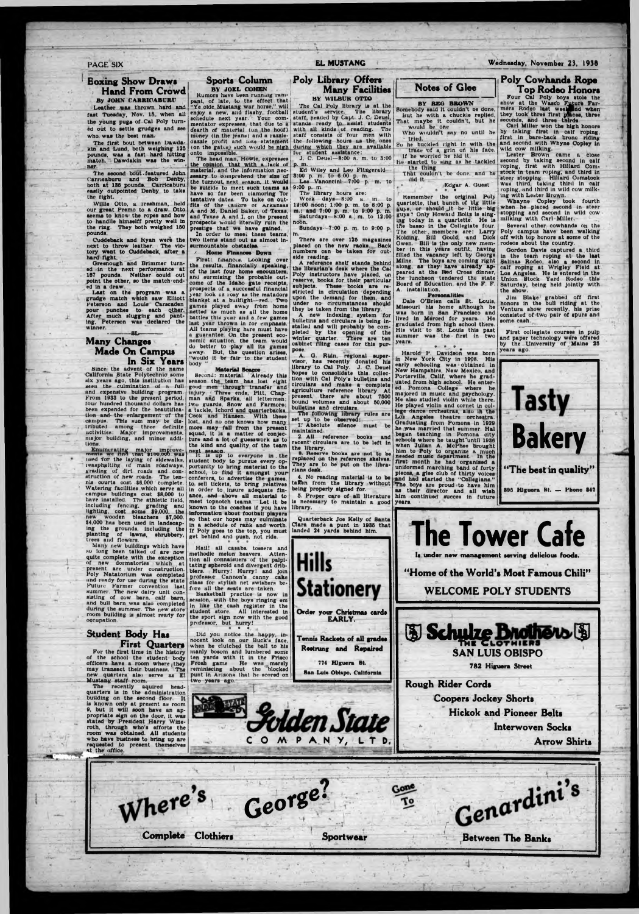## Boxing Show Draws Hand From Crowd

**By JOHN CARRICABURU**

Leather was thrown hard and fast Tuesday, Nov. 15, when all the young pugs of Cal Poly turned out to settle grudges and see who was the best man.

The first bout between Dawdakin and Lund, both weighing 125 pounds, was a fast hard hitting match. Dawdakin was the winner.

The second bout featured John Carricaburu and Bob Denby, both at 135 pounds. Carricaburu easily outpointed Denby to take the fight.

Willie Otto, a freshman, held our great Premo to a draw. Otto seems to know the ropes and how to handle himself pretty well in the ring. They both weighed 150 pounds.

Cuddeback and Ryan were the next to throw leather. The victory went to Cuddeback, after a hard fight.

Greenough and Brimmer turned in the next performance at 157 pounds. Neither could out point the other, so the match ended in a draw.

Last on the program was a grudge match which saw Elliott Peterson and Louis Carscaden pour punches to each other. After much slugging and panting, Peterson was declared the winner.

—SL—

## Many Changes Made On Campus In Six Years

Since the advent of the name California State Polytechnic some six years ago, this institution has seen the culmination of a full and expensive building program. From 1933 to the present period, four hundred thousand dollars has been expended for the beautification and the enlargement of the campus. This sum may be distributed among three definite activities: Major improvements, major building, and minor additions.

Enumerating major improvements we find that $100,000 was used for the laying of sidewalks, resurfacing of main roadways, grading of dirt roads and construction of new roads. The tennis courts cost $6,000 complete. Watering facilities which serve all campus buildings cost $8,000 to have installed. The athletic field, including fencing, grading and lighting, cost some $9,000, the new wooden bleachers $7,000. $4,000 has been used in landscaping the grounds, including the planting of lawns, shrubbery, trees and flowers.

Many new buildings which have so long been talked of are now quite complete with the exception of new dormatories which at present are under construction. Poly Natatorium was completed and ready for use during the state Future Farmer convention last summer. The new dairy unit consisting of cow barn, calf barn, and bull barn was also completed during the summer. The new store room building is almost ready for occupation.

## Student Body Has First Quarters

For the first time in the history of the school the student body officers have a room where they may transact their business. The new quarters also serve as El Mustang staff room.

The recently aquired headquarters is in the administration building on the second floor. It is known only at present as room 9, but it will soon have an appropriate sign on the door, it was stated by President Harry Wineroth, through who's efforts the room was obtained. All students who have business to bring up are requested to present themselves at the office.

## Sports Column

**BY JOEL COHEN**

Rumors have been running rampant, of late, to the effect that "Ye olde Mustang war horse," will enjoy a new, and flashy, football schedule next year. Your commentator expresses, that due to a dearth of material (on the hoof) money (in the jeans) and a razzle-dazzle profit and loss statement (on the gates) such would be nigh onto impossible.

The head man, Howie, expresses the opinion, that with a lack of material, and the information necessary to comprehend the size of the turnout next season, it would be suicide to meet such teams as have so far been clamoring for tentative dates. To take on outfits of the calibre of Arkansas A and M, Daniel Baker, of Texas, and Texas A and I, on the present prospects would pretty well ruin the prestige that we have gained.

In order to meet these teams, two items stand out as almost insurmountable obstacles.

**Home Finances Down**

First: finances. Looking over the results, financially speaking, of the last four home encounters, and surmising the probable outcome of the Idaho gate receipts, prospects of a successful financial year look as rosy as the matadors blanket at a bullfight—red. Two games played away from home netted as much as all the home battles this year and a few games last year thrown in for emphasis. All teams playing here must have a guarantee. On the present economic situation, the team would do better to play all its games away. But, the question arises, "would it be fair to the student body?"

**Material Scarce**

Second: material. Already this season the team has lost eight good men through transfer and injury. Three ends, Pitt, Chapman and Sparks, all lettermen; two guards, Snow and Farmore; a tackle, Ichord and quarterbacks, Cook and Hansen. With these lost, and no one knows how many more may fall from the present squad, it is a matter of conjecture and a lot of guesswork as to the kind and quality of the team next season.

It is up to everyone in the student body to pursue every opportunity to bring material to the school, to find it amongst your conferers, to advertise the games, to sell tickets, to bring relatives in order to insure adequate finance, and above all material to meet topnotch teams. Let it be known to the coaches if you have information about football players so that our hopes may culminate in a schedule of rank and worth. If Poly goes to the top, you must get behind and push, not ride.

\* \* \*

Hail! all casaba tossers and methodic melon heavers. Attention all connaisuers of the palpitating spheroid and divergent dribblers. Hurry! Hurry! and join professor Cannon's canny cake class for stylish net swishers before all the seats are taken.

Basketball practice is now in session, with the boys ringing em in like the cash register in the student store. All interested in the sport sign now with the good professor, but hurry!

\* \* \*

Did you notice the happy, innocent look on our Buck's face, when he clutched the ball to his manly bosom and lumbered some ten yards with it in the Frisco Frosh game. He was merely reminiscing about the "blocked punt in Arizona that he scored on two years ago.

## Poly Library Offers Many Facilities

**BY WILBUR OTTO**

The Cal Poly library is at the student's service. The library staff, headed by Capt. J. C. Deuel, stands ready to assist students with all kinds of reading. The staff consists of four men with the following hours as the ones during which they are available for student assistance:

J. C. Deuel—8:00 a. m. to 3:00 p. m.

Ed Wiley and Leo Fitzgerald 3:00 p. m. to 6:00 p. m.

Les Vanoncini—7:00 p. m. to 9:00 p. m.

The library hours are:

Week days—8:00 a. m. to 12:00 noon; 1:00 p. m. to 6:00 p. m.; and 7:00 p. m. to 9:00 p. m. Saturdays—8:00 a. m. to 12:00 noon.

Sundays—7:00 p. m. to 9:00 p. m.

There are over 125 magazines placed on the new racks. Back numbers can be taken for outside reading.

A reference shelf stands behind the librarian's desk where the Cal Poly instructors have placed, on reserve, books for their particular subjects. These books are restricted in circulation depending upon the demand for them, and under no circumstances should they be taken from the library.

A new indexing system for bulletins and circulars is being installed and will probably be completed by the opening of the winter quarter. There are ten cabinet filing cases for this purpose.

A. G. Ruin, regional supervisor, has recently donated his library to Cal Poly. J. C. Deuel hopes to consolidate this collection with Cal Poly's bulletins and circulars and make a complete agriculture reference library. At present, there are about 7500 bound volumes and about 50,000 bulletins and circulars.

The following library rules are set up to be observed:

1. Absolute silence must be maintained.
2. All reference books and recent circulars are to be left in the library.
3. Reserve books are not to be replaced on the reference shelves. They are to be put on the librarians desk.
4. No reading material is to be taken from the library without being properly signed for.
5. Proper care of all literature is necessary to maintain a good library.

Quarterback Joe Kelly of Santa Clara made a punt in 1935 that landed 24 yards behind him.

**Hills Stationery**

Order your Christmas cards EARLY.

Tennis Rackets of all grades Restrung and Repaired

774 Higuera St.
San Luis Obispo, California

## Notes of Glee

**BY REG BROWN**

Somebody said it couldn't be done,
But he with a chuckle replied,
That maybe it couldn't, but he would be one
Who wouldn't say no until he tried.
So he buckled right in with the trace of a grin on his face.
If he worried he hid it,
He started to sing as he tackled the thing
That couldn't be done, and he did it.

Edgar A. Guest

\* \* \*

Remember the original Poly quartette, that bunch of big little guys, or should it be little big guys? Only Howard Bolts is singing today in a quartette. He is the basso in the Collegiate four. The other members are: Larry Kolding, Bill Gould, and Dick Owen. Bill is the only new member in this years outfit, having filled the vacancy left by George Milne. The boys are coming right along, as they have already appeared at the Red Cross dinner, the luncheon tendered the state Board of Education, and the F. F. A. installation.

**Personalities**

Dale O'Brien calls St. Louis, Missouri his home although he was born in San Francisco and lived in Merced for years. He graduated from high school there. His visit to St. Louis this past summer was the first in two years.

\* \* \*

Harold P. Davidson was born in New York City in 1908. His early schooling was obtained in New Hampshire, New Mexico, and Porterville, Calif. where he graduated from high school. He entered Pomona College where he majored in music and psychology. He also studied violin while there. He played violin and cornet in college dance orchestras, also in the Los Angeles theatre orchestra. Graduating from Pomona in 1929 he was married that summer. Hal began teaching in Pomona city schools where he taught until 1936 when Julian A. McPhee brought him to Poly to organize a much needed music department. In the first month he had organized a uniformed marching band of forty pieces, a glee club of thirty voices and had started the "Collegians." The boys are proud to have him as their director and all wish him continued succes in future years.

## Poly Cowhands Rope Top Rodeo Honors

Four Cal Poly boys stole the show at the Wasco Future Farmers Rodeo last week, and when they took three first places, three seconds, and three thirds.

Carl Miller won the high honors by taking first in calf roping, first in bare-back bronc riding and second with Whyne Copley in wild cow milking.

Lester Brown came a close second by taking second in calf roping, first with Hillard Comstock in team roping, and third in steer stopping. Hillard Comstock was third, taking third in calf roping, and third in wild cow milking with Lester Brown.

Whayne Copley took fourth when he placed second in steer stopping and second in wild cow milking with Carl Miller.

Several other cowhands on the Poly campus have been walking off with top honors at some of the rodeos about the country.

Gordon Davis captured a third in the team roping at the last Salinas Rodeo, also a second in calf roping at Wrigley Field at Los Angeles. He is entered in the Union Stock Yard Rodeo this Saturday, being held jointly with the show.

Jim Blake grabbed off first honors in the bull riding at the Ventura show recently, his prize consisted of two pair of spurs and some cash.

First collegiate courses in pulp and paper technology were offered by the University of Maine 25 years ago.

**Tasty Bakery**

"The best in quality"

895 Higuera St. — Phone 847

**The Tower Cafe**

Is under new management serving delicious foods.

"Home of the World's Most Famous Chili"

WELCOME POLY STUDENTS

**Schulze Brothers**
THE CLOTHIERS
SAN LUIS OBISPO
782 Higuera Street

Rough Rider Cords
Coopers Jockey Shorts
Hickok and Pioneer Belts
Interwoven Socks
Arrow Shirts

**Golden State COMPANY, LTD.**

**Where's George? Gone To Genardini's**

Complete Clothiers — Sportwear — Between The Banks